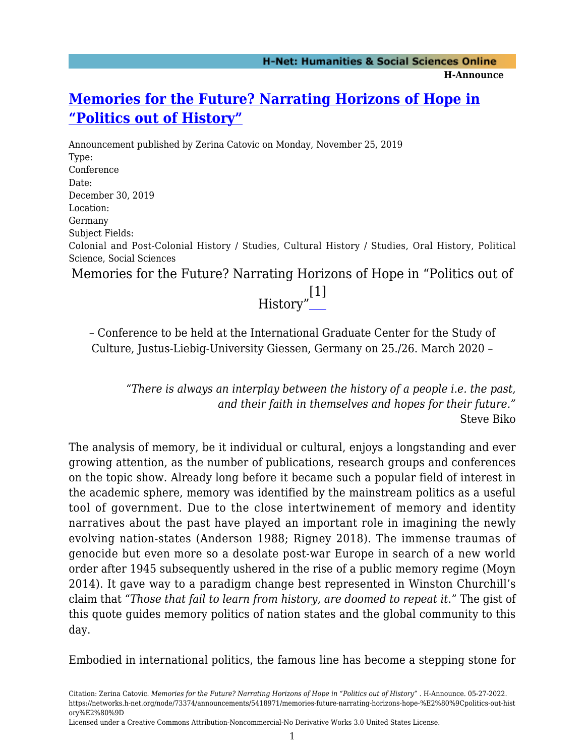# [Memories for the Future? Narrating Horizons of Hope in "Politics out of History"](#)

Announcement published by Zerina Catovic on Monday, November 25, 2019

Type:
Conference

Date:
December 30, 2019

Location:
Germany

Subject Fields:
Colonial and Post-Colonial History / Studies, Cultural History / Studies, Oral History, Political Science, Social Sciences

## Memories for the Future? Narrating Horizons of Hope in "Politics out of History"[1]

– Conference to be held at the International Graduate Center for the Study of Culture, Justus-Liebig-University Giessen, Germany on 25./26. March 2020 –

> *"There is always an interplay between the history of a people i.e. the past, and their faith in themselves and hopes for their future."*
> Steve Biko

The analysis of memory, be it individual or cultural, enjoys a longstanding and ever growing attention, as the number of publications, research groups and conferences on the topic show. Already long before it became such a popular field of interest in the academic sphere, memory was identified by the mainstream politics as a useful tool of government. Due to the close intertwinement of memory and identity narratives about the past have played an important role in imagining the newly evolving nation-states (Anderson 1988; Rigney 2018). The immense traumas of genocide but even more so a desolate post-war Europe in search of a new world order after 1945 subsequently ushered in the rise of a public memory regime (Moyn 2014). It gave way to a paradigm change best represented in Winston Churchill's claim that "*Those that fail to learn from history, are doomed to repeat it*." The gist of this quote guides memory politics of nation states and the global community to this day.

Embodied in international politics, the famous line has become a stepping stone for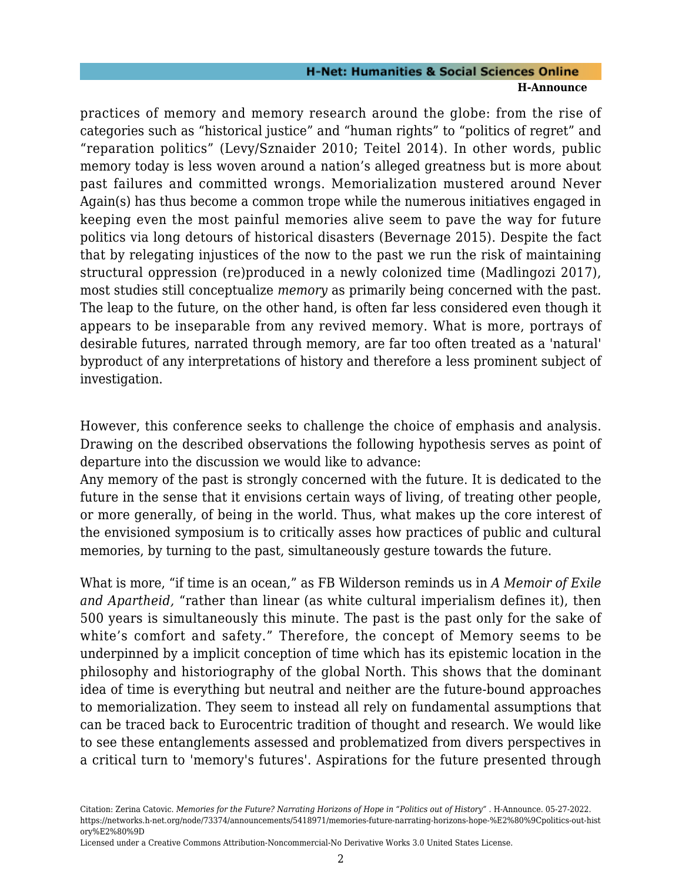practices of memory and memory research around the globe: from the rise of categories such as “historical justice” and “human rights” to “politics of regret” and “reparation politics” (Levy/Sznaider 2010; Teitel 2014). In other words, public memory today is less woven around a nation’s alleged greatness but is more about past failures and committed wrongs. Memorialization mustered around Never Again(s) has thus become a common trope while the numerous initiatives engaged in keeping even the most painful memories alive seem to pave the way for future politics via long detours of historical disasters (Bevernage 2015). Despite the fact that by relegating injustices of the now to the past we run the risk of maintaining structural oppression (re)produced in a newly colonized time (Madlingozi 2017), most studies still conceptualize *memory* as primarily being concerned with the past. The leap to the future, on the other hand, is often far less considered even though it appears to be inseparable from any revived memory. What is more, portrays of desirable futures, narrated through memory, are far too often treated as a 'natural' byproduct of any interpretations of history and therefore a less prominent subject of investigation.

However, this conference seeks to challenge the choice of emphasis and analysis. Drawing on the described observations the following hypothesis serves as point of departure into the discussion we would like to advance:
Any memory of the past is strongly concerned with the future. It is dedicated to the future in the sense that it envisions certain ways of living, of treating other people, or more generally, of being in the world. Thus, what makes up the core interest of the envisioned symposium is to critically asses how practices of public and cultural memories, by turning to the past, simultaneously gesture towards the future.

What is more, “if time is an ocean,” as FB Wilderson reminds us in *A Memoir of Exile and Apartheid,* “rather than linear (as white cultural imperialism defines it), then 500 years is simultaneously this minute. The past is the past only for the sake of white’s comfort and safety.” Therefore, the concept of Memory seems to be underpinned by a implicit conception of time which has its epistemic location in the philosophy and historiography of the global North. This shows that the dominant idea of time is everything but neutral and neither are the future-bound approaches to memorialization. They seem to instead all rely on fundamental assumptions that can be traced back to Eurocentric tradition of thought and research. We would like to see these entanglements assessed and problematized from divers perspectives in a critical turn to 'memory's futures'. Aspirations for the future presented through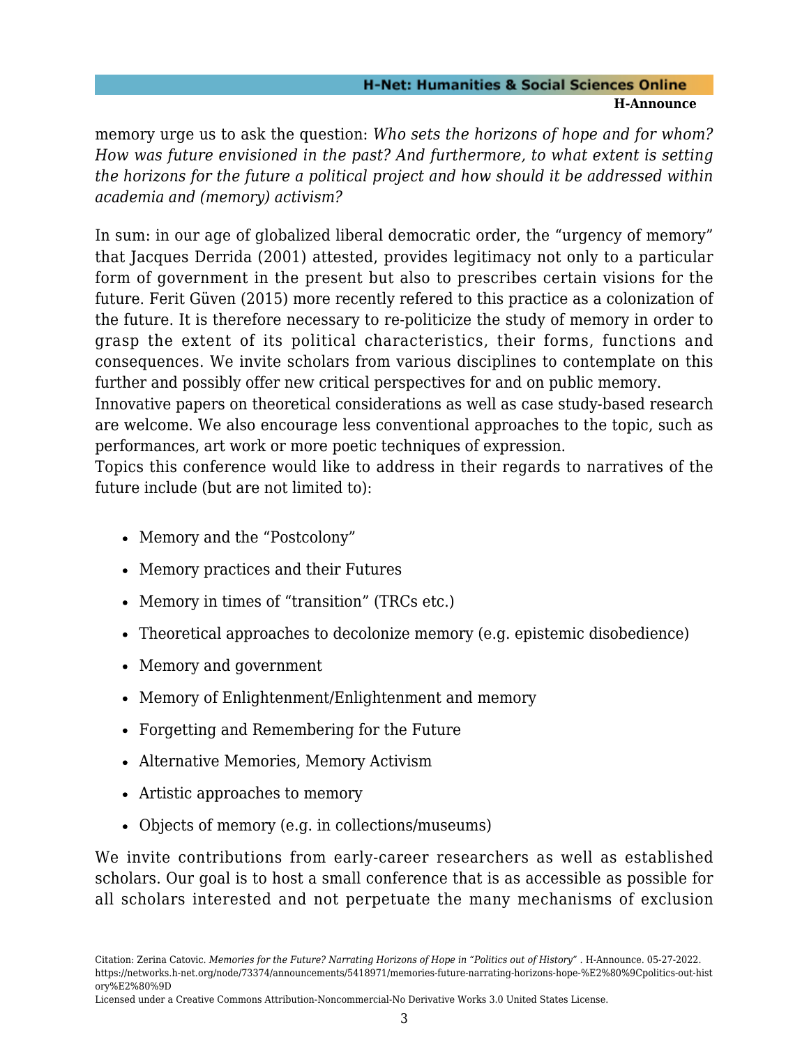memory urge us to ask the question: *Who sets the horizons of hope and for whom? How was future envisioned in the past? And furthermore, to what extent is setting the horizons for the future a political project and how should it be addressed within academia and (memory) activism?*

In sum: in our age of globalized liberal democratic order, the "urgency of memory" that Jacques Derrida (2001) attested, provides legitimacy not only to a particular form of government in the present but also to prescribes certain visions for the future. Ferit Güven (2015) more recently refered to this practice as a colonization of the future. It is therefore necessary to re-politicize the study of memory in order to grasp the extent of its political characteristics, their forms, functions and consequences. We invite scholars from various disciplines to contemplate on this further and possibly offer new critical perspectives for and on public memory.
Innovative papers on theoretical considerations as well as case study-based research are welcome. We also encourage less conventional approaches to the topic, such as performances, art work or more poetic techniques of expression.
Topics this conference would like to address in their regards to narratives of the future include (but are not limited to):

- Memory and the "Postcolony"
- Memory practices and their Futures
- Memory in times of "transition" (TRCs etc.)
- Theoretical approaches to decolonize memory (e.g. epistemic disobedience)
- Memory and government
- Memory of Enlightenment/Enlightenment and memory
- Forgetting and Remembering for the Future
- Alternative Memories, Memory Activism
- Artistic approaches to memory
- Objects of memory (e.g. in collections/museums)

We invite contributions from early-career researchers as well as established scholars. Our goal is to host a small conference that is as accessible as possible for all scholars interested and not perpetuate the many mechanisms of exclusion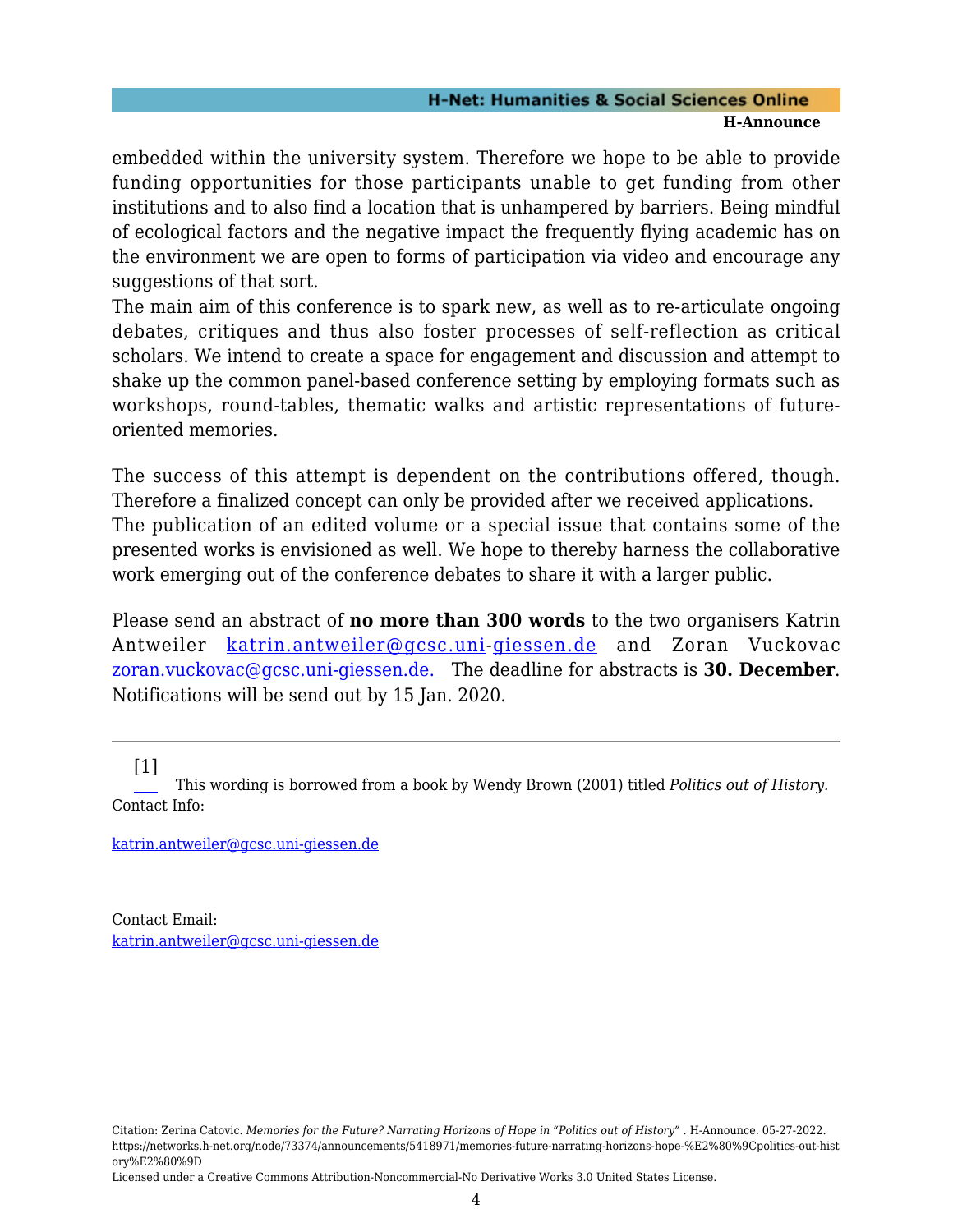embedded within the university system. Therefore we hope to be able to provide funding opportunities for those participants unable to get funding from other institutions and to also find a location that is unhampered by barriers. Being mindful of ecological factors and the negative impact the frequently flying academic has on the environment we are open to forms of participation via video and encourage any suggestions of that sort.
The main aim of this conference is to spark new, as well as to re-articulate ongoing debates, critiques and thus also foster processes of self-reflection as critical scholars. We intend to create a space for engagement and discussion and attempt to shake up the common panel-based conference setting by employing formats such as workshops, round-tables, thematic walks and artistic representations of future-oriented memories.

The success of this attempt is dependent on the contributions offered, though. Therefore a finalized concept can only be provided after we received applications.
The publication of an edited volume or a special issue that contains some of the presented works is envisioned as well. We hope to thereby harness the collaborative work emerging out of the conference debates to share it with a larger public.

Please send an abstract of **no more than 300 words** to the two organisers Katrin Antweiler katrin.antweiler@gcsc.uni-giessen.de and Zoran Vuckovac zoran.vuckovac@gcsc.uni-giessen.de. The deadline for abstracts is **30. December**. Notifications will be send out by 15 Jan. 2020.

---

[1] This wording is borrowed from a book by Wendy Brown (2001) titled *Politics out of History.*

Contact Info:

katrin.antweiler@gcsc.uni-giessen.de

Contact Email:
katrin.antweiler@gcsc.uni-giessen.de